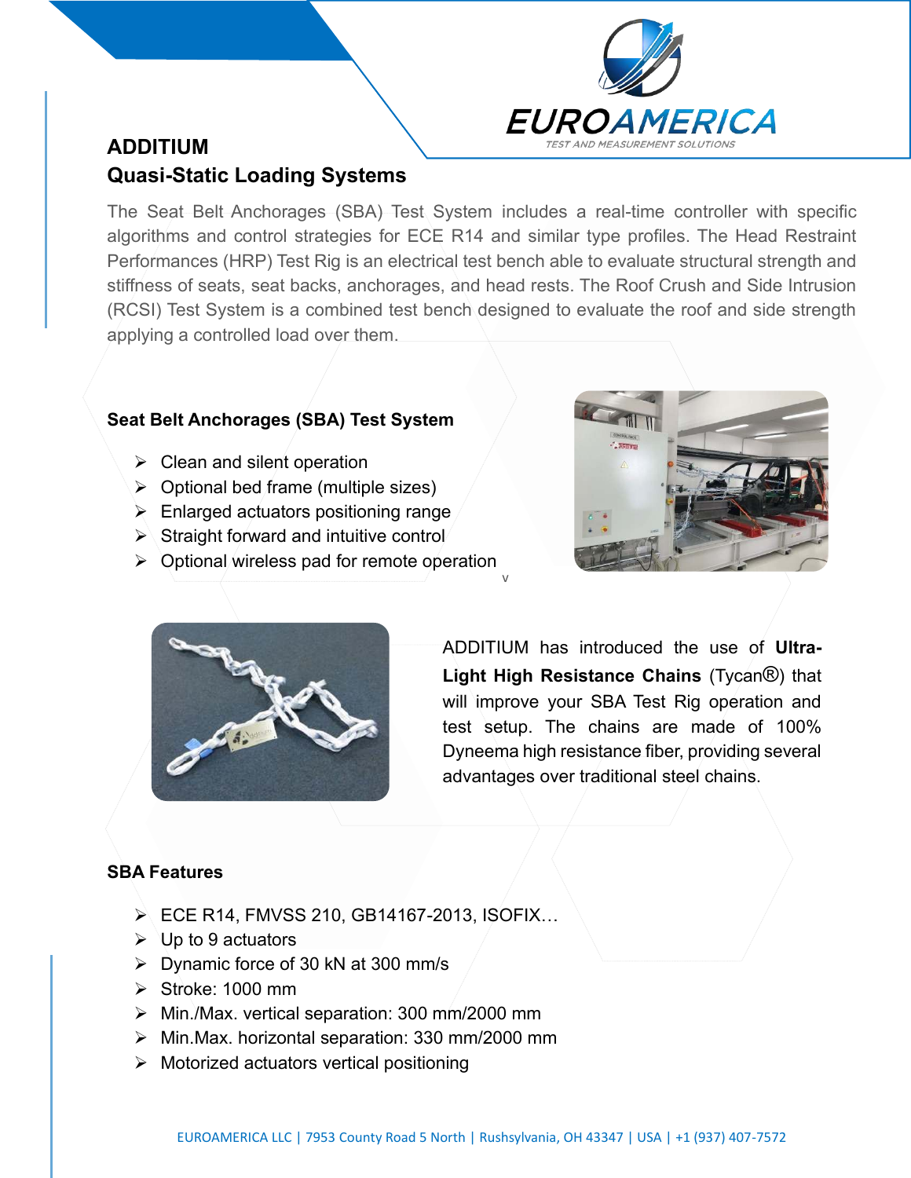## ADDITIUM
## Quasi-Static Loading Systems

The Seat Belt Anchorages (SBA) Test System includes a real-time controller with specific algorithms and control strategies for ECE R14 and similar type profiles. The Head Restraint Performances (HRP) Test Rig is an electrical test bench able to evaluate structural strength and stiffness of seats, seat backs, anchorages, and head rests. The Roof Crush and Side Intrusion (RCSI) Test System is a combined test bench designed to evaluate the roof and side strength applying a controlled load over them.

### Seat Belt Anchorages (SBA) Test System

- Clean and silent operation
- Optional bed frame (multiple sizes)
- Enlarged actuators positioning range
- Straight forward and intuitive control
- Optional wireless pad for remote operation

ADDITIUM has introduced the use of **Ultra-Light High Resistance Chains** (Tycan®) that will improve your SBA Test Rig operation and test setup. The chains are made of 100% Dyneema high resistance fiber, providing several advantages over traditional steel chains.

### SBA Features

- ECE R14, FMVSS 210, GB14167-2013, ISOFIX…
- Up to 9 actuators
- Dynamic force of 30 kN at 300 mm/s
- Stroke: 1000 mm
- Min./Max. vertical separation: 300 mm/2000 mm
- Min.Max. horizontal separation: 330 mm/2000 mm
- Motorized actuators vertical positioning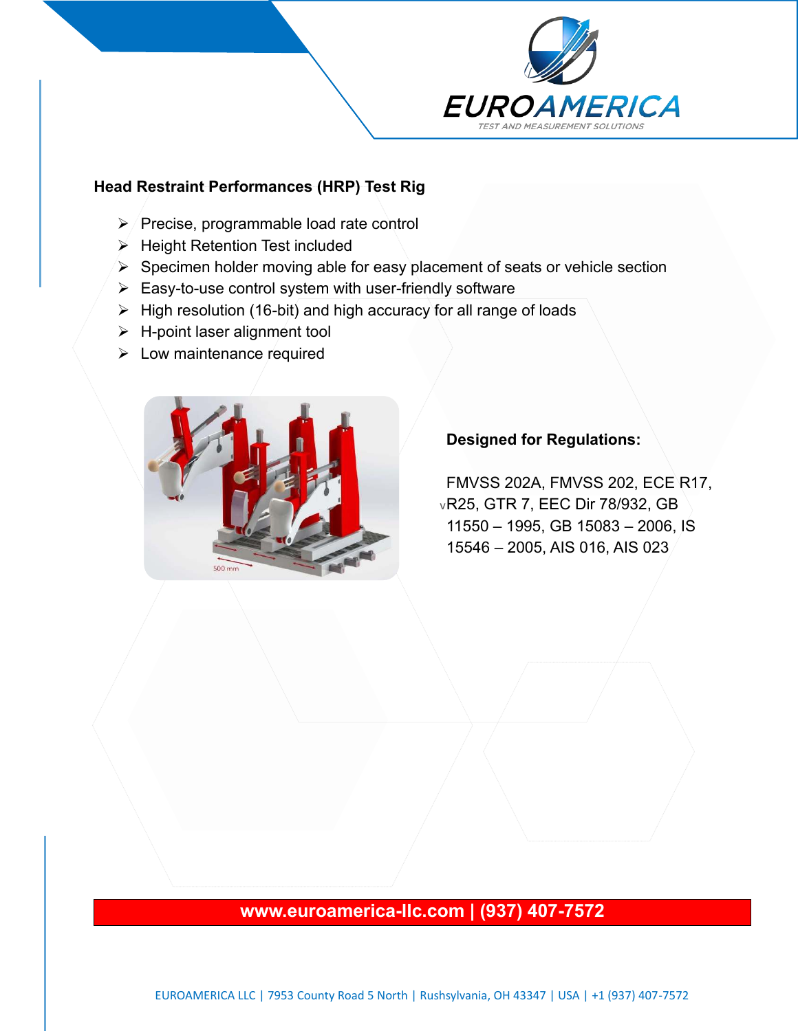**Head Restraint Performances (HRP) Test Rig**

- Precise, programmable load rate control
- Height Retention Test included
- Specimen holder moving able for easy placement of seats or vehicle section
- Easy-to-use control system with user-friendly software
- High resolution (16-bit) and high accuracy for all range of loads
- H-point laser alignment tool
- Low maintenance required

**Designed for Regulations:**

FMVSS 202A, FMVSS 202, ECE R17, R25, GTR 7, EEC Dir 78/932, GB 11550 – 1995, GB 15083 – 2006, IS 15546 – 2005, AIS 016, AIS 023

**www.euroamerica-llc.com | (937) 407-7572**

EUROAMERICA LLC | 7953 County Road 5 North | Rushsylvania, OH 43347 | USA | +1 (937) 407-7572